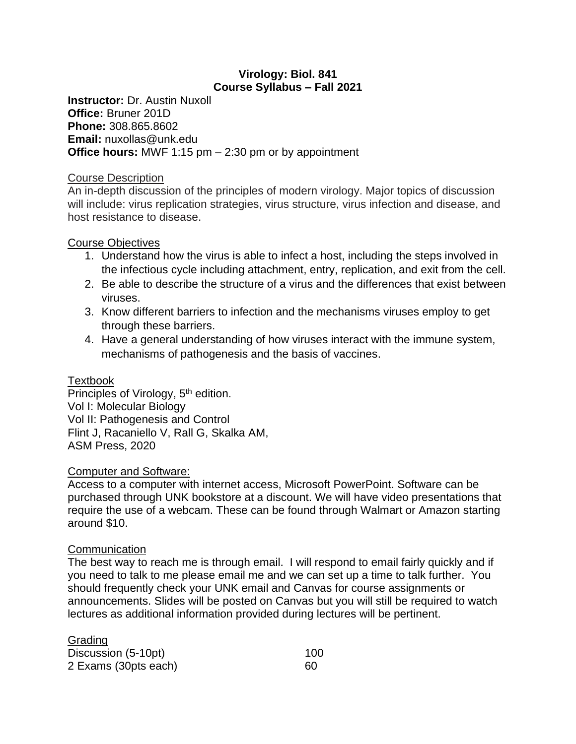# Virology: Biol. 841
## Course Syllabus – Fall 2021

**Instructor:** Dr. Austin Nuxoll
**Office:** Bruner 201D
**Phone:** 308.865.8602
**Email:** nuxollas@unk.edu
**Office hours:** MWF 1:15 pm – 2:30 pm or by appointment

### Course Description

An in-depth discussion of the principles of modern virology. Major topics of discussion will include: virus replication strategies, virus structure, virus infection and disease, and host resistance to disease.

### Course Objectives

1. Understand how the virus is able to infect a host, including the steps involved in the infectious cycle including attachment, entry, replication, and exit from the cell.
2. Be able to describe the structure of a virus and the differences that exist between viruses.
3. Know different barriers to infection and the mechanisms viruses employ to get through these barriers.
4. Have a general understanding of how viruses interact with the immune system, mechanisms of pathogenesis and the basis of vaccines.

### Textbook

Principles of Virology, 5th edition.
Vol I: Molecular Biology
Vol II: Pathogenesis and Control
Flint J, Racaniello V, Rall G, Skalka AM,
ASM Press, 2020

### Computer and Software:

Access to a computer with internet access, Microsoft PowerPoint. Software can be purchased through UNK bookstore at a discount. We will have video presentations that require the use of a webcam. These can be found through Walmart or Amazon starting around $10.

### Communication

The best way to reach me is through email. I will respond to email fairly quickly and if you need to talk to me please email me and we can set up a time to talk further. You should frequently check your UNK email and Canvas for course assignments or announcements. Slides will be posted on Canvas but you will still be required to watch lectures as additional information provided during lectures will be pertinent.

### Grading

| | |
|---|---|
| Discussion (5-10pt) | 100 |
| 2 Exams (30pts each) | 60 |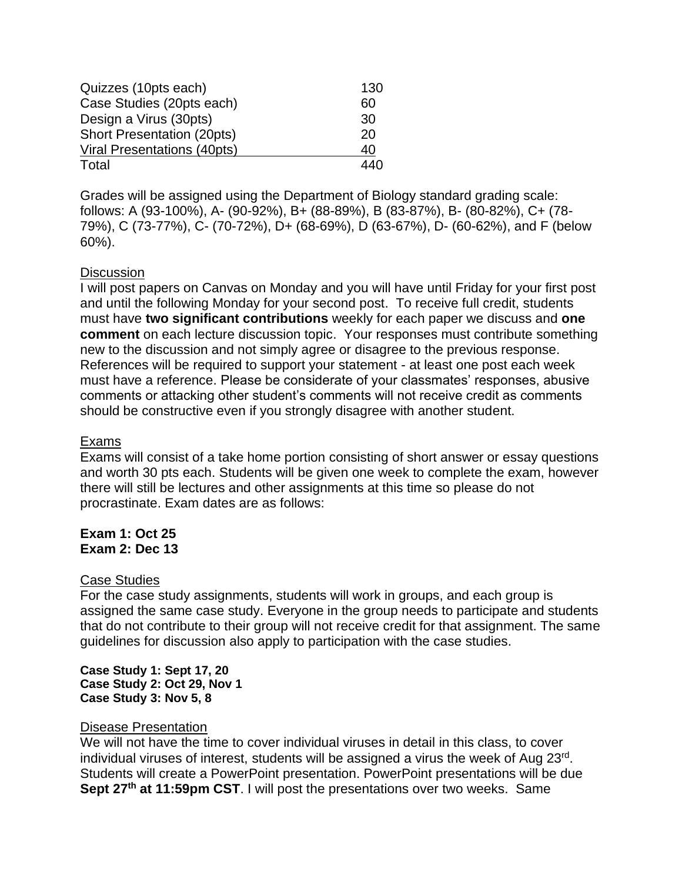| Item | Points |
|---|---|
| Quizzes (10pts each) | 130 |
| Case Studies (20pts each) | 60 |
| Design a Virus (30pts) | 30 |
| Short Presentation (20pts) | 20 |
| Viral Presentations (40pts) | 40 |
| Total | 440 |

Grades will be assigned using the Department of Biology standard grading scale: follows: A (93-100%), A- (90-92%), B+ (88-89%), B (83-87%), B- (80-82%), C+ (78-79%), C (73-77%), C- (70-72%), D+ (68-69%), D (63-67%), D- (60-62%), and F (below 60%).

## Discussion

I will post papers on Canvas on Monday and you will have until Friday for your first post and until the following Monday for your second post. To receive full credit, students must have **two significant contributions** weekly for each paper we discuss and **one comment** on each lecture discussion topic. Your responses must contribute something new to the discussion and not simply agree or disagree to the previous response. References will be required to support your statement - at least one post each week must have a reference. Please be considerate of your classmates' responses, abusive comments or attacking other student's comments will not receive credit as comments should be constructive even if you strongly disagree with another student.

## Exams

Exams will consist of a take home portion consisting of short answer or essay questions and worth 30 pts each. Students will be given one week to complete the exam, however there will still be lectures and other assignments at this time so please do not procrastinate. Exam dates are as follows:

**Exam 1: Oct 25**
**Exam 2: Dec 13**

## Case Studies

For the case study assignments, students will work in groups, and each group is assigned the same case study. Everyone in the group needs to participate and students that do not contribute to their group will not receive credit for that assignment. The same guidelines for discussion also apply to participation with the case studies.

**Case Study 1: Sept 17, 20**
**Case Study 2: Oct 29, Nov 1**
**Case Study 3: Nov 5, 8**

## Disease Presentation

We will not have the time to cover individual viruses in detail in this class, to cover individual viruses of interest, students will be assigned a virus the week of Aug 23rd. Students will create a PowerPoint presentation. PowerPoint presentations will be due **Sept 27th at 11:59pm CST**. I will post the presentations over two weeks. Same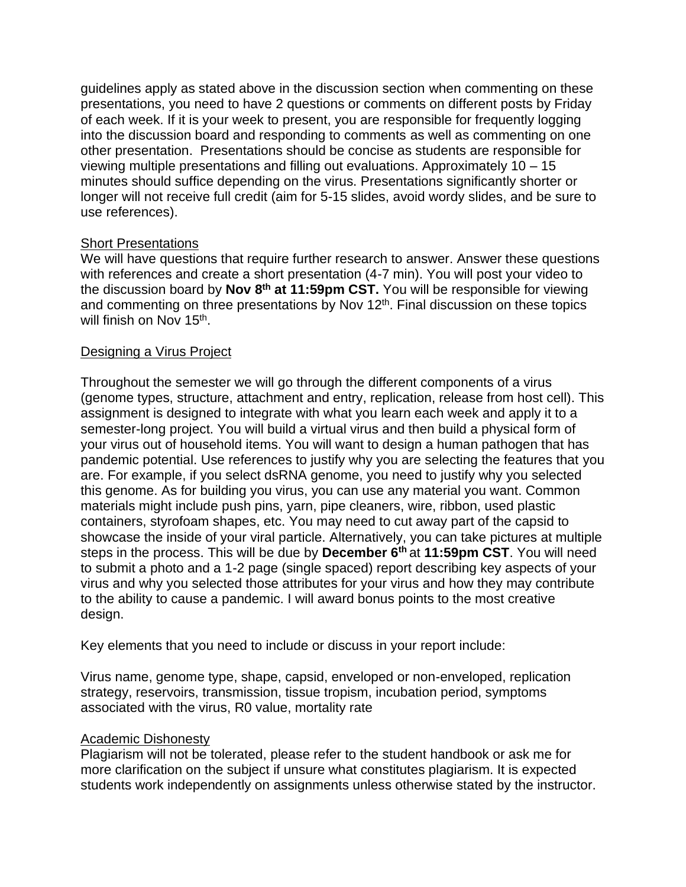guidelines apply as stated above in the discussion section when commenting on these presentations, you need to have 2 questions or comments on different posts by Friday of each week. If it is your week to present, you are responsible for frequently logging into the discussion board and responding to comments as well as commenting on one other presentation. Presentations should be concise as students are responsible for viewing multiple presentations and filling out evaluations. Approximately 10 – 15 minutes should suffice depending on the virus. Presentations significantly shorter or longer will not receive full credit (aim for 5-15 slides, avoid wordy slides, and be sure to use references).

## Short Presentations

We will have questions that require further research to answer. Answer these questions with references and create a short presentation (4-7 min). You will post your video to the discussion board by **Nov 8th at 11:59pm CST.** You will be responsible for viewing and commenting on three presentations by Nov 12th. Final discussion on these topics will finish on Nov 15th.

## Designing a Virus Project

Throughout the semester we will go through the different components of a virus (genome types, structure, attachment and entry, replication, release from host cell). This assignment is designed to integrate with what you learn each week and apply it to a semester-long project. You will build a virtual virus and then build a physical form of your virus out of household items. You will want to design a human pathogen that has pandemic potential. Use references to justify why you are selecting the features that you are. For example, if you select dsRNA genome, you need to justify why you selected this genome. As for building you virus, you can use any material you want. Common materials might include push pins, yarn, pipe cleaners, wire, ribbon, used plastic containers, styrofoam shapes, etc. You may need to cut away part of the capsid to showcase the inside of your viral particle. Alternatively, you can take pictures at multiple steps in the process. This will be due by **December 6th** at **11:59pm CST**. You will need to submit a photo and a 1-2 page (single spaced) report describing key aspects of your virus and why you selected those attributes for your virus and how they may contribute to the ability to cause a pandemic. I will award bonus points to the most creative design.

Key elements that you need to include or discuss in your report include:

Virus name, genome type, shape, capsid, enveloped or non-enveloped, replication strategy, reservoirs, transmission, tissue tropism, incubation period, symptoms associated with the virus, R0 value, mortality rate

## Academic Dishonesty

Plagiarism will not be tolerated, please refer to the student handbook or ask me for more clarification on the subject if unsure what constitutes plagiarism. It is expected students work independently on assignments unless otherwise stated by the instructor.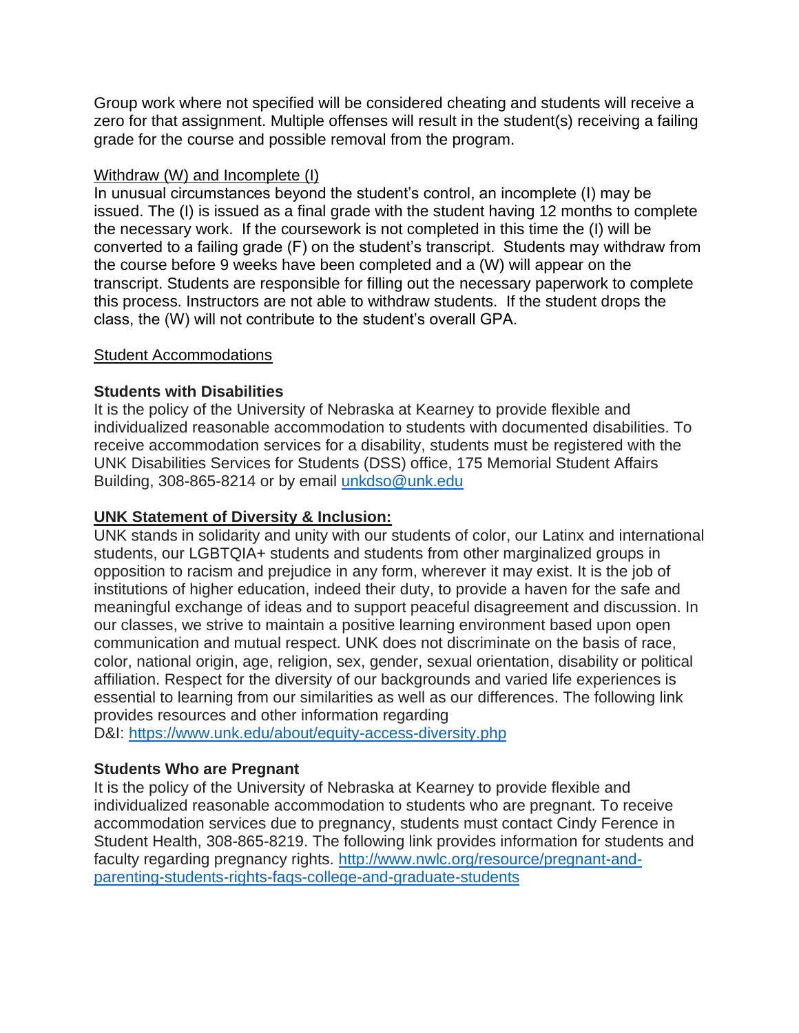Group work where not specified will be considered cheating and students will receive a zero for that assignment. Multiple offenses will result in the student(s) receiving a failing grade for the course and possible removal from the program.

Withdraw (W) and Incomplete (I)

In unusual circumstances beyond the student's control, an incomplete (I) may be issued. The (I) is issued as a final grade with the student having 12 months to complete the necessary work. If the coursework is not completed in this time the (I) will be converted to a failing grade (F) on the student's transcript. Students may withdraw from the course before 9 weeks have been completed and a (W) will appear on the transcript. Students are responsible for filling out the necessary paperwork to complete this process. Instructors are not able to withdraw students. If the student drops the class, the (W) will not contribute to the student's overall GPA.

Student Accommodations

**Students with Disabilities**

It is the policy of the University of Nebraska at Kearney to provide flexible and individualized reasonable accommodation to students with documented disabilities. To receive accommodation services for a disability, students must be registered with the UNK Disabilities Services for Students (DSS) office, 175 Memorial Student Affairs Building, 308-865-8214 or by email [unkdso@unk.edu](mailto:unkdso@unk.edu)

**UNK Statement of Diversity & Inclusion:**

UNK stands in solidarity and unity with our students of color, our Latinx and international students, our LGBTQIA+ students and students from other marginalized groups in opposition to racism and prejudice in any form, wherever it may exist. It is the job of institutions of higher education, indeed their duty, to provide a haven for the safe and meaningful exchange of ideas and to support peaceful disagreement and discussion. In our classes, we strive to maintain a positive learning environment based upon open communication and mutual respect. UNK does not discriminate on the basis of race, color, national origin, age, religion, sex, gender, sexual orientation, disability or political affiliation. Respect for the diversity of our backgrounds and varied life experiences is essential to learning from our similarities as well as our differences. The following link provides resources and other information regarding D&I: [https://www.unk.edu/about/equity-access-diversity.php](https://www.unk.edu/about/equity-access-diversity.php)

**Students Who are Pregnant**

It is the policy of the University of Nebraska at Kearney to provide flexible and individualized reasonable accommodation to students who are pregnant. To receive accommodation services due to pregnancy, students must contact Cindy Ference in Student Health, 308-865-8219. The following link provides information for students and faculty regarding pregnancy rights. [http://www.nwlc.org/resource/pregnant-and-parenting-students-rights-faqs-college-and-graduate-students](http://www.nwlc.org/resource/pregnant-and-parenting-students-rights-faqs-college-and-graduate-students)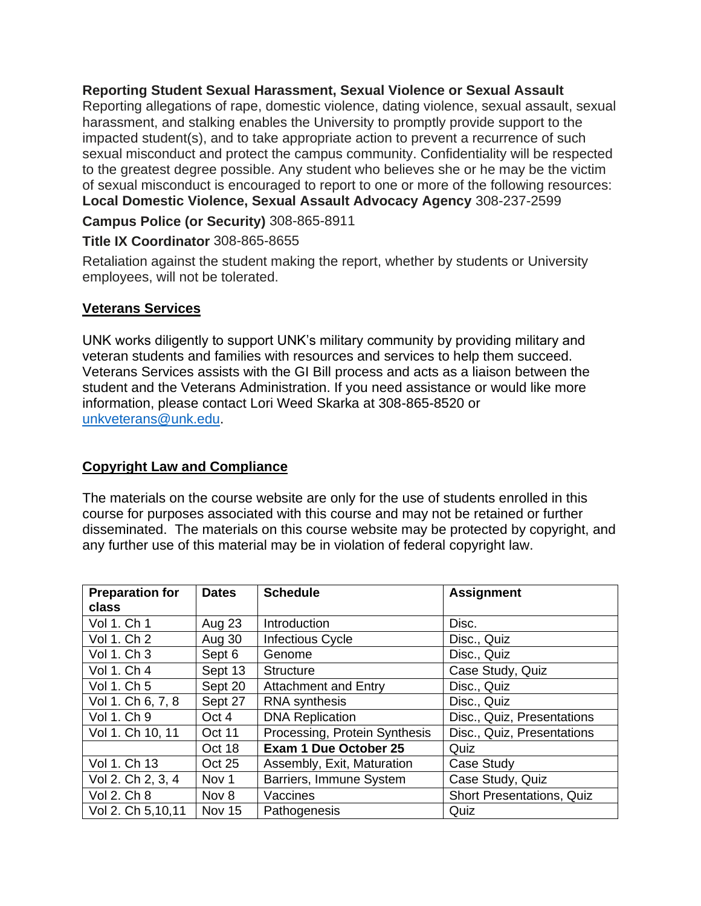**Reporting Student Sexual Harassment, Sexual Violence or Sexual Assault**

Reporting allegations of rape, domestic violence, dating violence, sexual assault, sexual harassment, and stalking enables the University to promptly provide support to the impacted student(s), and to take appropriate action to prevent a recurrence of such sexual misconduct and protect the campus community. Confidentiality will be respected to the greatest degree possible. Any student who believes she or he may be the victim of sexual misconduct is encouraged to report to one or more of the following resources:

**Local Domestic Violence, Sexual Assault Advocacy Agency** 308-237-2599

**Campus Police (or Security)** 308-865-8911

**Title IX Coordinator** 308-865-8655

Retaliation against the student making the report, whether by students or University employees, will not be tolerated.

## Veterans Services

UNK works diligently to support UNK's military community by providing military and veteran students and families with resources and services to help them succeed. Veterans Services assists with the GI Bill process and acts as a liaison between the student and the Veterans Administration. If you need assistance or would like more information, please contact Lori Weed Skarka at 308-865-8520 or unkveterans@unk.edu.

## Copyright Law and Compliance

The materials on the course website are only for the use of students enrolled in this course for purposes associated with this course and may not be retained or further disseminated. The materials on this course website may be protected by copyright, and any further use of this material may be in violation of federal copyright law.

| Preparation for class | Dates | Schedule | Assignment |
|---|---|---|---|
| Vol 1. Ch 1 | Aug 23 | Introduction | Disc. |
| Vol 1. Ch 2 | Aug 30 | Infectious Cycle | Disc., Quiz |
| Vol 1. Ch 3 | Sept 6 | Genome | Disc., Quiz |
| Vol 1. Ch 4 | Sept 13 | Structure | Case Study, Quiz |
| Vol 1. Ch 5 | Sept 20 | Attachment and Entry | Disc., Quiz |
| Vol 1. Ch 6, 7, 8 | Sept 27 | RNA synthesis | Disc., Quiz |
| Vol 1. Ch 9 | Oct 4 | DNA Replication | Disc., Quiz, Presentations |
| Vol 1. Ch 10, 11 | Oct 11 | Processing, Protein Synthesis | Disc., Quiz, Presentations |
| | Oct 18 | **Exam 1 Due October 25** | Quiz |
| Vol 1. Ch 13 | Oct 25 | Assembly, Exit, Maturation | Case Study |
| Vol 2. Ch 2, 3, 4 | Nov 1 | Barriers, Immune System | Case Study, Quiz |
| Vol 2. Ch 8 | Nov 8 | Vaccines | Short Presentations, Quiz |
| Vol 2. Ch 5,10,11 | Nov 15 | Pathogenesis | Quiz |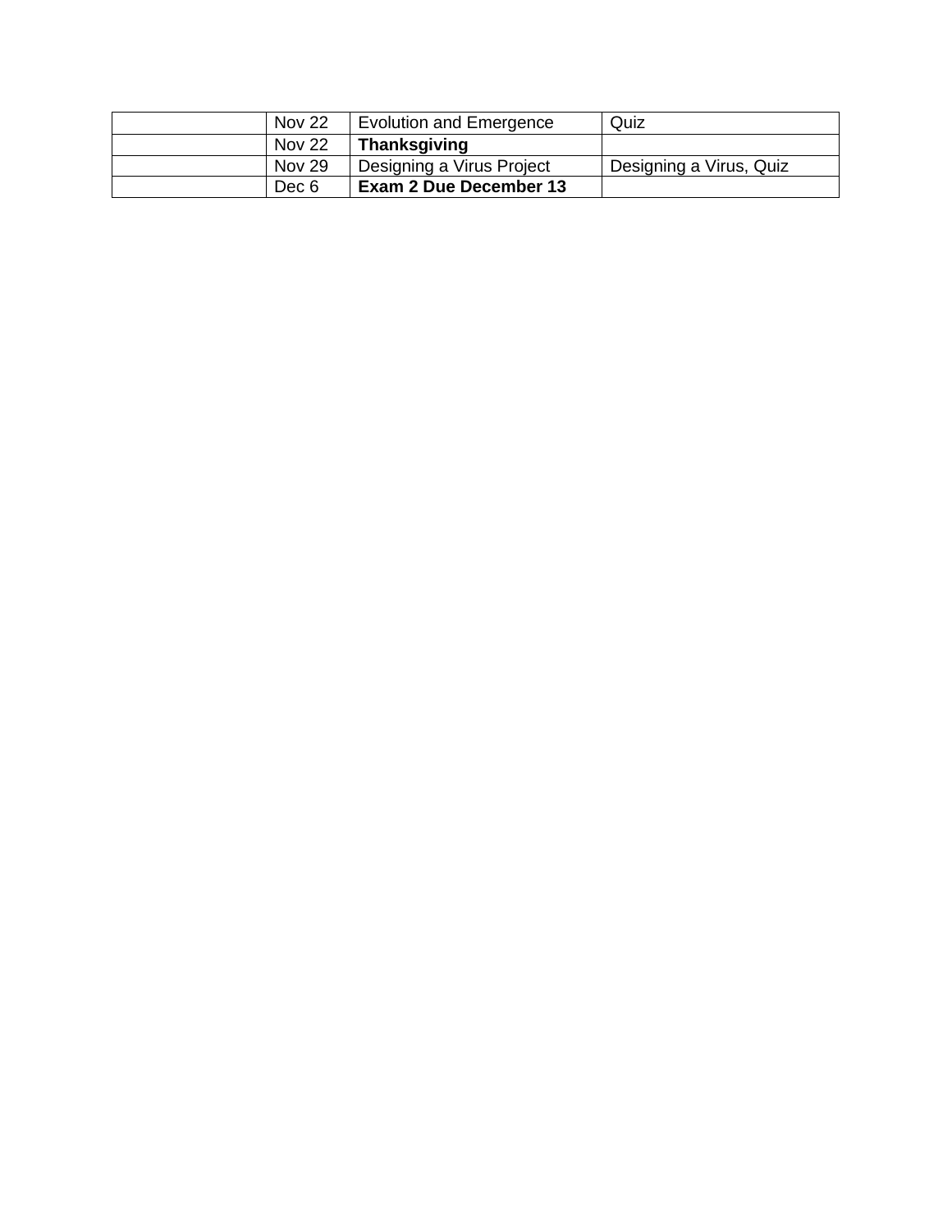| | | | |
|---|---|---|---|
| | Nov 22 | Evolution and Emergence | Quiz |
| | Nov 22 | **Thanksgiving** | |
| | Nov 29 | Designing a Virus Project | Designing a Virus, Quiz |
| | Dec 6 | **Exam 2 Due December 13** | |